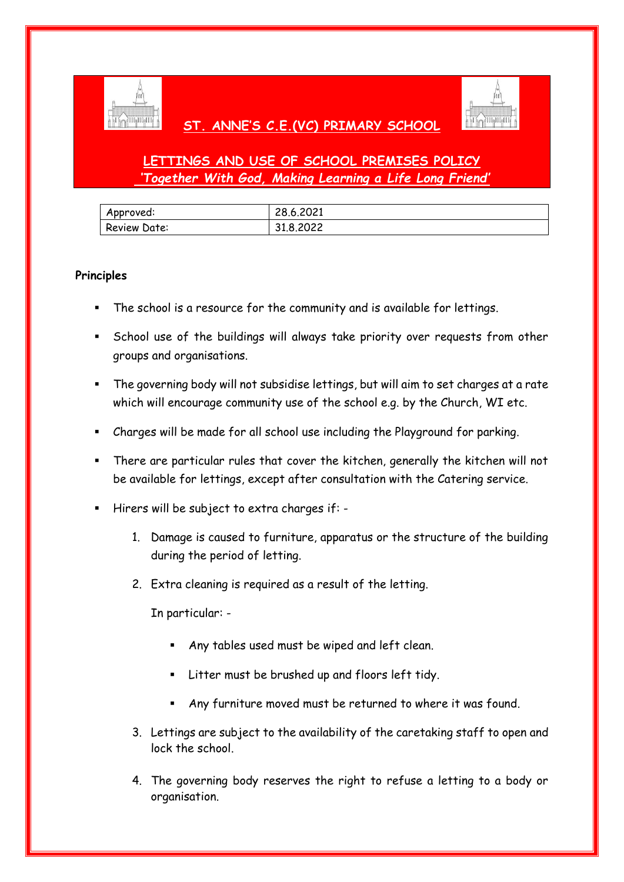# ST. ANNE'S C.E.(VC) PRIMARY SCHOOL

## LETTINGS AND USE OF SCHOOL PREMISES POLICY

*'Together With God, Making Learning a Life Long Friend'*

| Approved: | 28.6.2021 |
|---|---|
| Review Date: | 31.8.2022 |

**Principles**

- The school is a resource for the community and is available for lettings.
- School use of the buildings will always take priority over requests from other groups and organisations.
- The governing body will not subsidise lettings, but will aim to set charges at a rate which will encourage community use of the school e.g. by the Church, WI etc.
- Charges will be made for all school use including the Playground for parking.
- There are particular rules that cover the kitchen, generally the kitchen will not be available for lettings, except after consultation with the Catering service.
- Hirers will be subject to extra charges if: -
  1. Damage is caused to furniture, apparatus or the structure of the building during the period of letting.
  2. Extra cleaning is required as a result of the letting.

     In particular: -

     - Any tables used must be wiped and left clean.
     - Litter must be brushed up and floors left tidy.
     - Any furniture moved must be returned to where it was found.
  3. Lettings are subject to the availability of the caretaking staff to open and lock the school.
  4. The governing body reserves the right to refuse a letting to a body or organisation.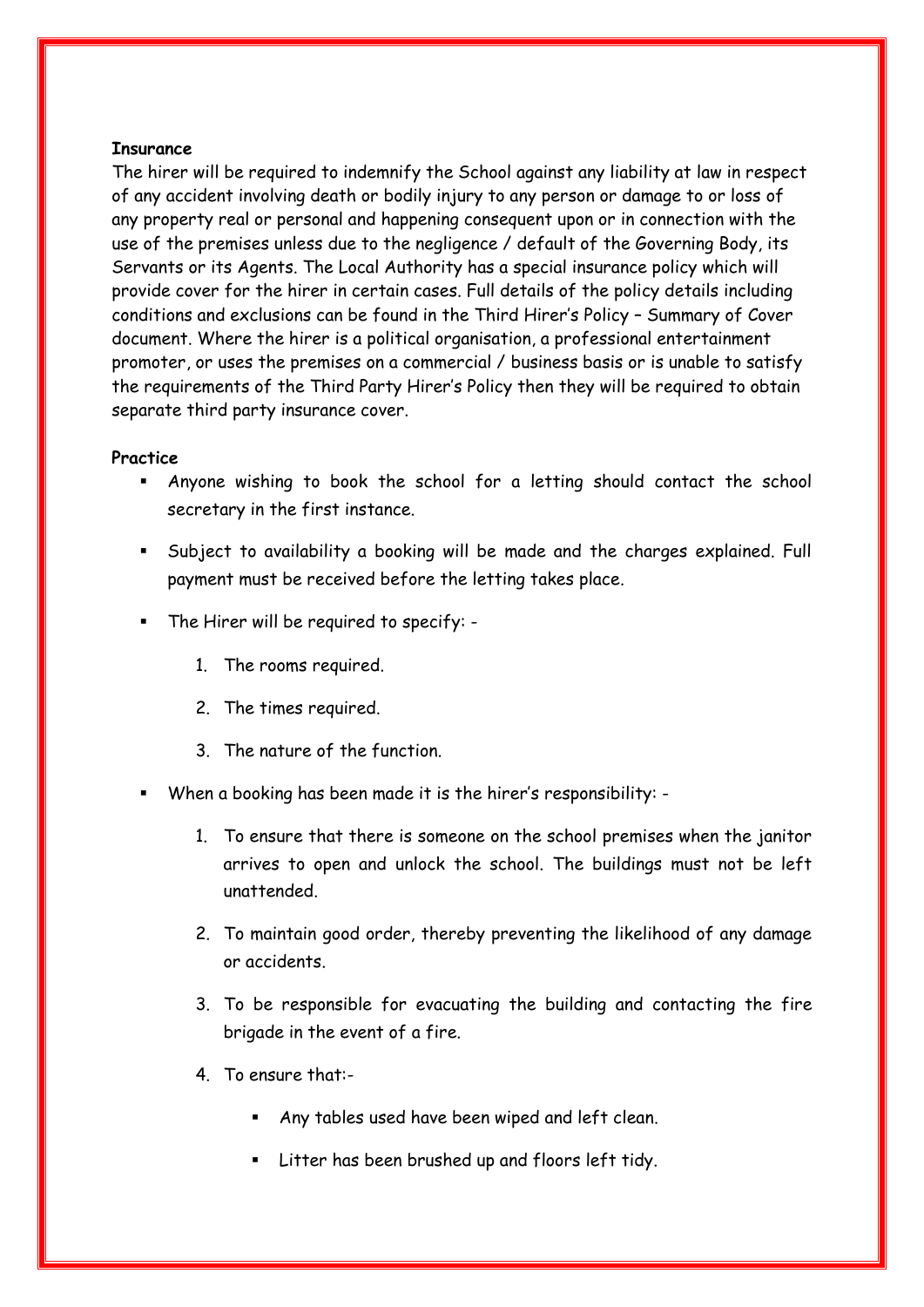**Insurance**

The hirer will be required to indemnify the School against any liability at law in respect of any accident involving death or bodily injury to any person or damage to or loss of any property real or personal and happening consequent upon or in connection with the use of the premises unless due to the negligence / default of the Governing Body, its Servants or its Agents. The Local Authority has a special insurance policy which will provide cover for the hirer in certain cases. Full details of the policy details including conditions and exclusions can be found in the Third Hirer's Policy – Summary of Cover document. Where the hirer is a political organisation, a professional entertainment promoter, or uses the premises on a commercial / business basis or is unable to satisfy the requirements of the Third Party Hirer's Policy then they will be required to obtain separate third party insurance cover.

**Practice**

- Anyone wishing to book the school for a letting should contact the school secretary in the first instance.
- Subject to availability a booking will be made and the charges explained. Full payment must be received before the letting takes place.
- The Hirer will be required to specify: -
  1. The rooms required.
  2. The times required.
  3. The nature of the function.
- When a booking has been made it is the hirer's responsibility: -
  1. To ensure that there is someone on the school premises when the janitor arrives to open and unlock the school. The buildings must not be left unattended.
  2. To maintain good order, thereby preventing the likelihood of any damage or accidents.
  3. To be responsible for evacuating the building and contacting the fire brigade in the event of a fire.
  4. To ensure that:-
     - Any tables used have been wiped and left clean.
     - Litter has been brushed up and floors left tidy.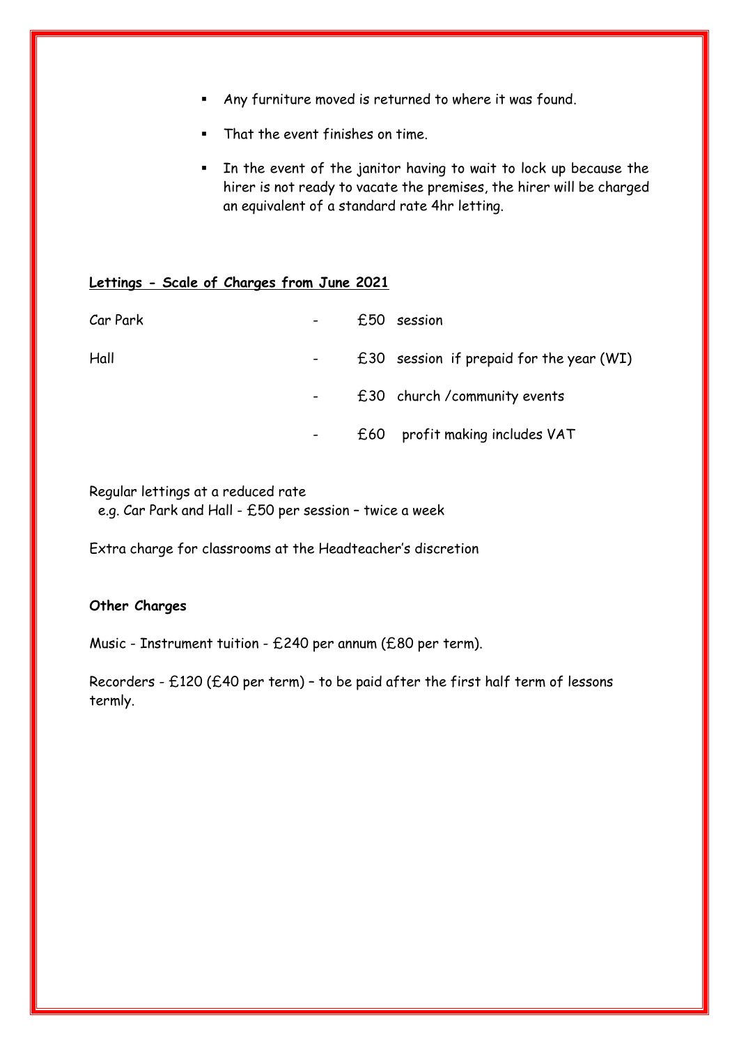- Any furniture moved is returned to where it was found.
- That the event finishes on time.
- In the event of the janitor having to wait to lock up because the hirer is not ready to vacate the premises, the hirer will be charged an equivalent of a standard rate 4hr letting.

**Lettings - Scale of Charges from June 2021**

| | | | |
|---|---|---|---|
| Car Park | - | £50 | session |
| Hall | - | £30 | session if prepaid for the year (WI) |
| | - | £30 | church /community events |
| | - | £60 | profit making includes VAT |

Regular lettings at a reduced rate
e.g. Car Park and Hall - £50 per session – twice a week

Extra charge for classrooms at the Headteacher's discretion

**Other Charges**

Music - Instrument tuition - £240 per annum (£80 per term).

Recorders - £120 (£40 per term) – to be paid after the first half term of lessons termly.